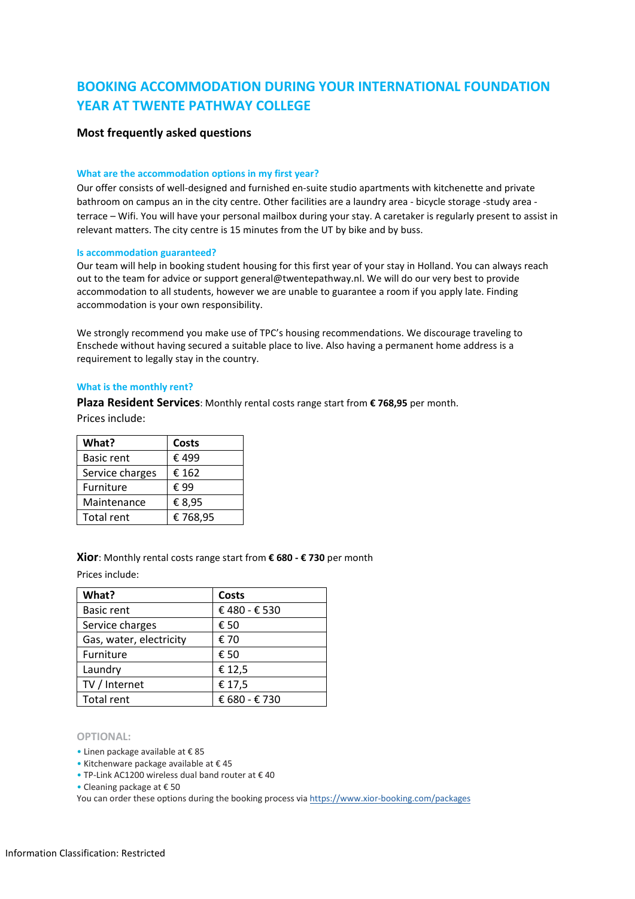# BOOKING ACCOMMODATION DURING YOUR INTERNATIONAL FOUNDATION YEAR AT TWENTE PATHWAY COLLEGE

**Most frequently asked questions**

### What are the accommodation options in my first year?

Our offer consists of well-designed and furnished en-suite studio apartments with kitchenette and private bathroom on campus an in the city centre. Other facilities are a laundry area - bicycle storage -study area - terrace – Wifi. You will have your personal mailbox during your stay. A caretaker is regularly present to assist in relevant matters. The city centre is 15 minutes from the UT by bike and by buss.

### Is accommodation guaranteed?

Our team will help in booking student housing for this first year of your stay in Holland. You can always reach out to the team for advice or support general@twentepathway.nl. We will do our very best to provide accommodation to all students, however we are unable to guarantee a room if you apply late. Finding accommodation is your own responsibility.

We strongly recommend you make use of TPC's housing recommendations. We discourage traveling to Enschede without having secured a suitable place to live. Also having a permanent home address is a requirement to legally stay in the country.

### What is the monthly rent?

**Plaza Resident Services**: Monthly rental costs range start from **€ 768,95** per month.
Prices include:

| What? | Costs |
|---|---|
| Basic rent | € 499 |
| Service charges | € 162 |
| Furniture | € 99 |
| Maintenance | € 8,95 |
| Total rent | € 768,95 |

**Xior**: Monthly rental costs range start from **€ 680 - € 730** per month
Prices include:

| What? | Costs |
|---|---|
| Basic rent | € 480 - € 530 |
| Service charges | € 50 |
| Gas, water, electricity | € 70 |
| Furniture | € 50 |
| Laundry | € 12,5 |
| TV / Internet | € 17,5 |
| Total rent | € 680 - € 730 |

**OPTIONAL:**

- Linen package available at € 85
- Kitchenware package available at € 45
- TP-Link AC1200 wireless dual band router at € 40
- Cleaning package at € 50

You can order these options during the booking process via https://www.xior-booking.com/packages

Information Classification: Restricted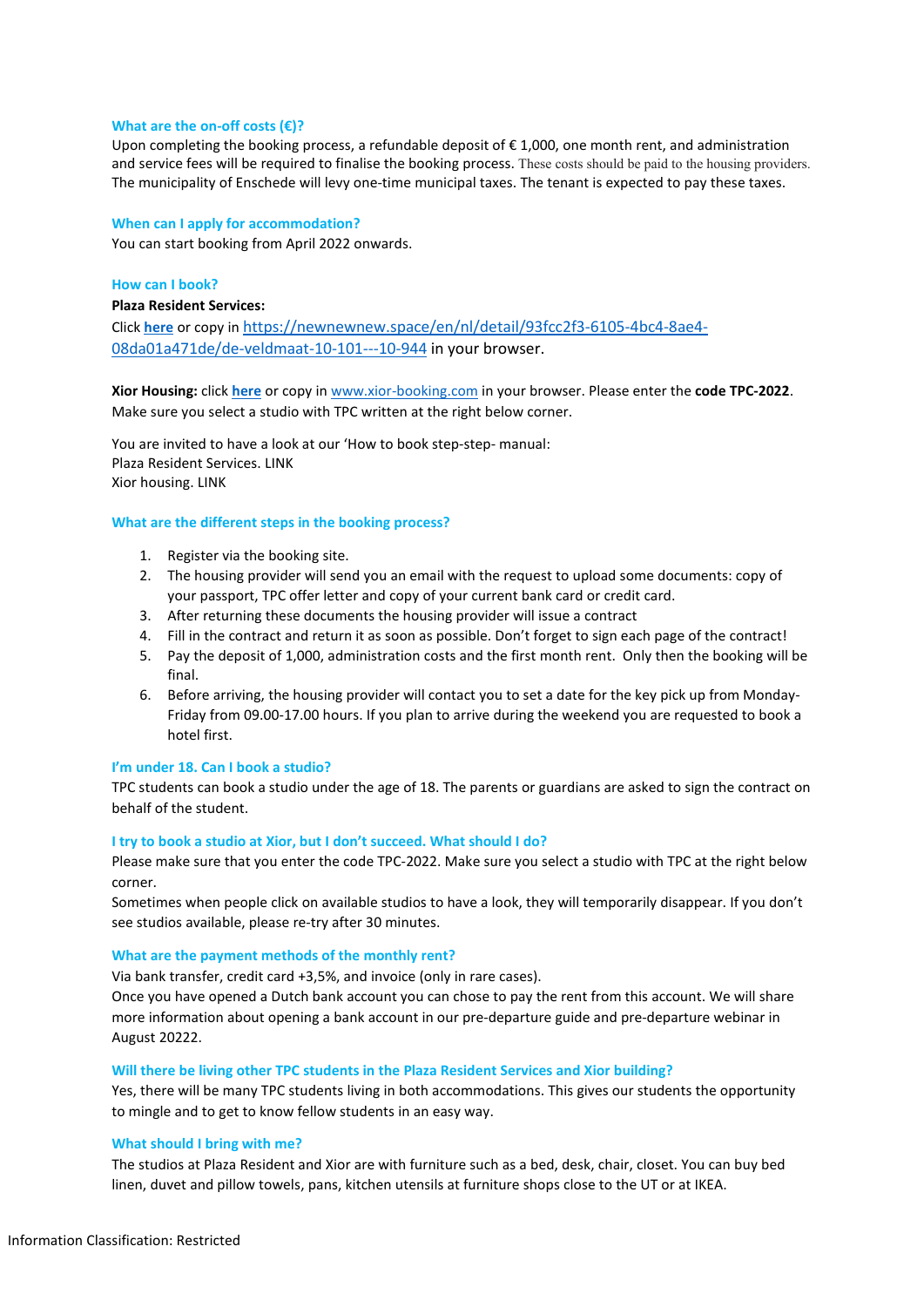### What are the on-off costs (€)?

Upon completing the booking process, a refundable deposit of € 1,000, one month rent, and administration and service fees will be required to finalise the booking process. These costs should be paid to the housing providers. The municipality of Enschede will levy one-time municipal taxes. The tenant is expected to pay these taxes.

### When can I apply for accommodation?

You can start booking from April 2022 onwards.

### How can I book?

**Plaza Resident Services:**

Click **here** or copy in https://newnewnew.space/en/nl/detail/93fcc2f3-6105-4bc4-8ae4-08da01a471de/de-veldmaat-10-101---10-944 in your browser.

**Xior Housing:** click **here** or copy in www.xior-booking.com in your browser. Please enter the **code TPC-2022**. Make sure you select a studio with TPC written at the right below corner.

You are invited to have a look at our 'How to book step-step- manual:
Plaza Resident Services. LINK
Xior housing. LINK

### What are the different steps in the booking process?

1. Register via the booking site.
2. The housing provider will send you an email with the request to upload some documents: copy of your passport, TPC offer letter and copy of your current bank card or credit card.
3. After returning these documents the housing provider will issue a contract
4. Fill in the contract and return it as soon as possible. Don't forget to sign each page of the contract!
5. Pay the deposit of 1,000, administration costs and the first month rent. Only then the booking will be final.
6. Before arriving, the housing provider will contact you to set a date for the key pick up from Monday-Friday from 09.00-17.00 hours. If you plan to arrive during the weekend you are requested to book a hotel first.

### I'm under 18. Can I book a studio?

TPC students can book a studio under the age of 18. The parents or guardians are asked to sign the contract on behalf of the student.

### I try to book a studio at Xior, but I don't succeed. What should I do?

Please make sure that you enter the code TPC-2022. Make sure you select a studio with TPC at the right below corner.
Sometimes when people click on available studios to have a look, they will temporarily disappear. If you don't see studios available, please re-try after 30 minutes.

### What are the payment methods of the monthly rent?

Via bank transfer, credit card +3,5%, and invoice (only in rare cases).
Once you have opened a Dutch bank account you can chose to pay the rent from this account. We will share more information about opening a bank account in our pre-departure guide and pre-departure webinar in August 20222.

### Will there be living other TPC students in the Plaza Resident Services and Xior building?

Yes, there will be many TPC students living in both accommodations. This gives our students the opportunity to mingle and to get to know fellow students in an easy way.

### What should I bring with me?

The studios at Plaza Resident and Xior are with furniture such as a bed, desk, chair, closet. You can buy bed linen, duvet and pillow towels, pans, kitchen utensils at furniture shops close to the UT or at IKEA.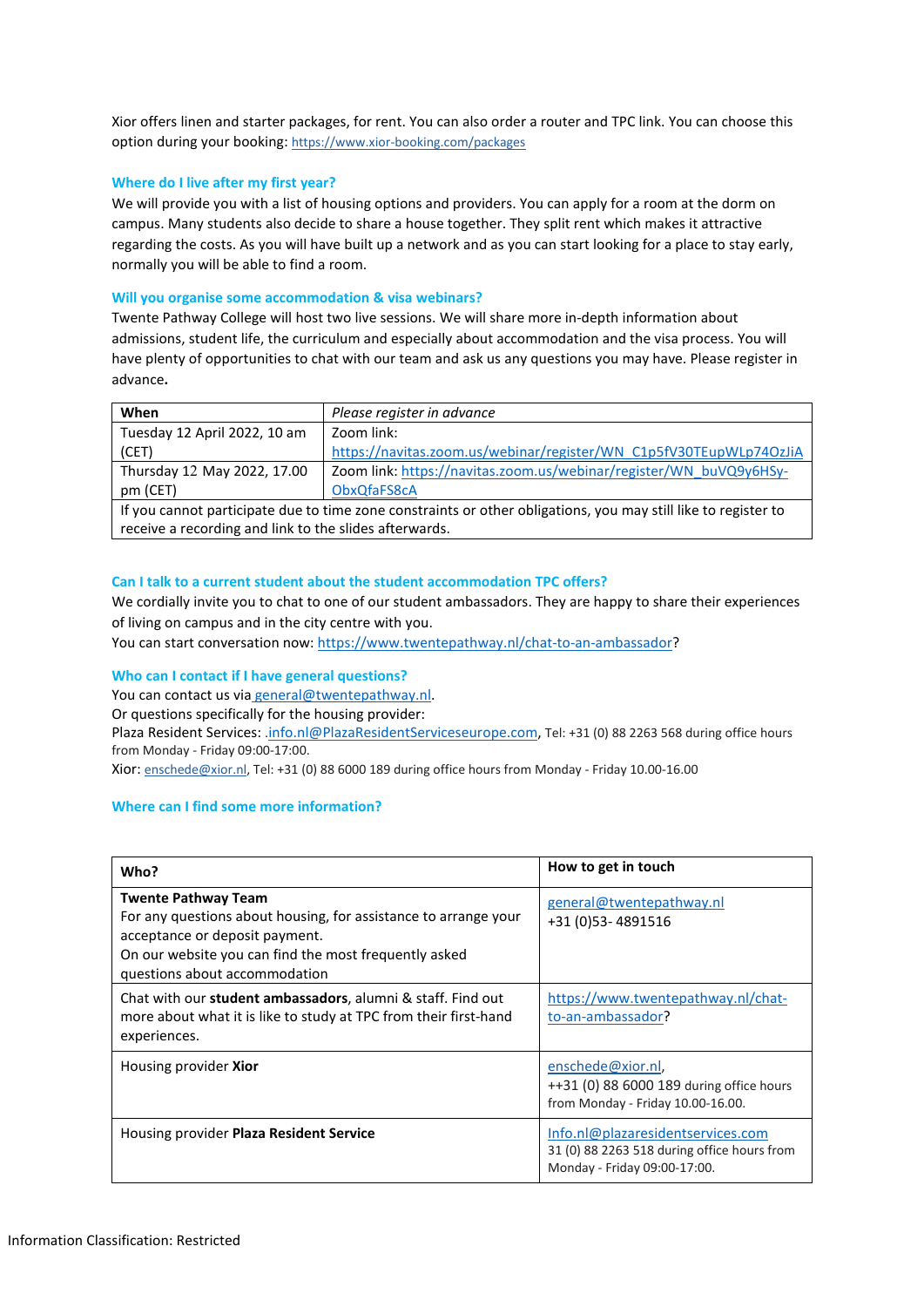Xior offers linen and starter packages, for rent. You can also order a router and TPC link. You can choose this option during your booking: https://www.xior-booking.com/packages

### Where do I live after my first year?

We will provide you with a list of housing options and providers. You can apply for a room at the dorm on campus. Many students also decide to share a house together. They split rent which makes it attractive regarding the costs. As you will have built up a network and as you can start looking for a place to stay early, normally you will be able to find a room.

### Will you organise some accommodation & visa webinars?

Twente Pathway College will host two live sessions. We will share more in-depth information about admissions, student life, the curriculum and especially about accommodation and the visa process. You will have plenty of opportunities to chat with our team and ask us any questions you may have. Please register in advance**.**

| When | *Please register in advance* |
|---|---|
| Tuesday 12 April 2022, 10 am (CET) | Zoom link: https://navitas.zoom.us/webinar/register/WN_C1p5fV30TEupWLp74OzJiA |
| Thursday 12 May 2022, 17.00 pm (CET) | Zoom link: https://navitas.zoom.us/webinar/register/WN_buVQ9y6HSy-ObxQfaFS8cA |
| If you cannot participate due to time zone constraints or other obligations, you may still like to register to receive a recording and link to the slides afterwards. | |

### Can I talk to a current student about the student accommodation TPC offers?

We cordially invite you to chat to one of our student ambassadors. They are happy to share their experiences of living on campus and in the city centre with you.
You can start conversation now: https://www.twentepathway.nl/chat-to-an-ambassador?

### Who can I contact if I have general questions?

You can contact us via general@twentepathway.nl.
Or questions specifically for the housing provider:
Plaza Resident Services: .info.nl@PlazaResidentServiceseurope.com, Tel: +31 (0) 88 2263 568 during office hours from Monday - Friday 09:00-17:00.
Xior: enschede@xior.nl, Tel: +31 (0) 88 6000 189 during office hours from Monday - Friday 10.00-16.00

### Where can I find some more information?

| Who? | How to get in touch |
|---|---|
| **Twente Pathway Team** For any questions about housing, for assistance to arrange your acceptance or deposit payment. On our website you can find the most frequently asked questions about accommodation | general@twentepathway.nl +31 (0)53- 4891516 |
| Chat with our **student ambassadors**, alumni & staff. Find out more about what it is like to study at TPC from their first-hand experiences. | https://www.twentepathway.nl/chat-to-an-ambassador? |
| Housing provider **Xior** | enschede@xior.nl, ++31 (0) 88 6000 189 during office hours from Monday - Friday 10.00-16.00. |
| Housing provider **Plaza Resident Service** | Info.nl@plazaresidentservices.com 31 (0) 88 2263 518 during office hours from Monday - Friday 09:00-17:00. |

Information Classification: Restricted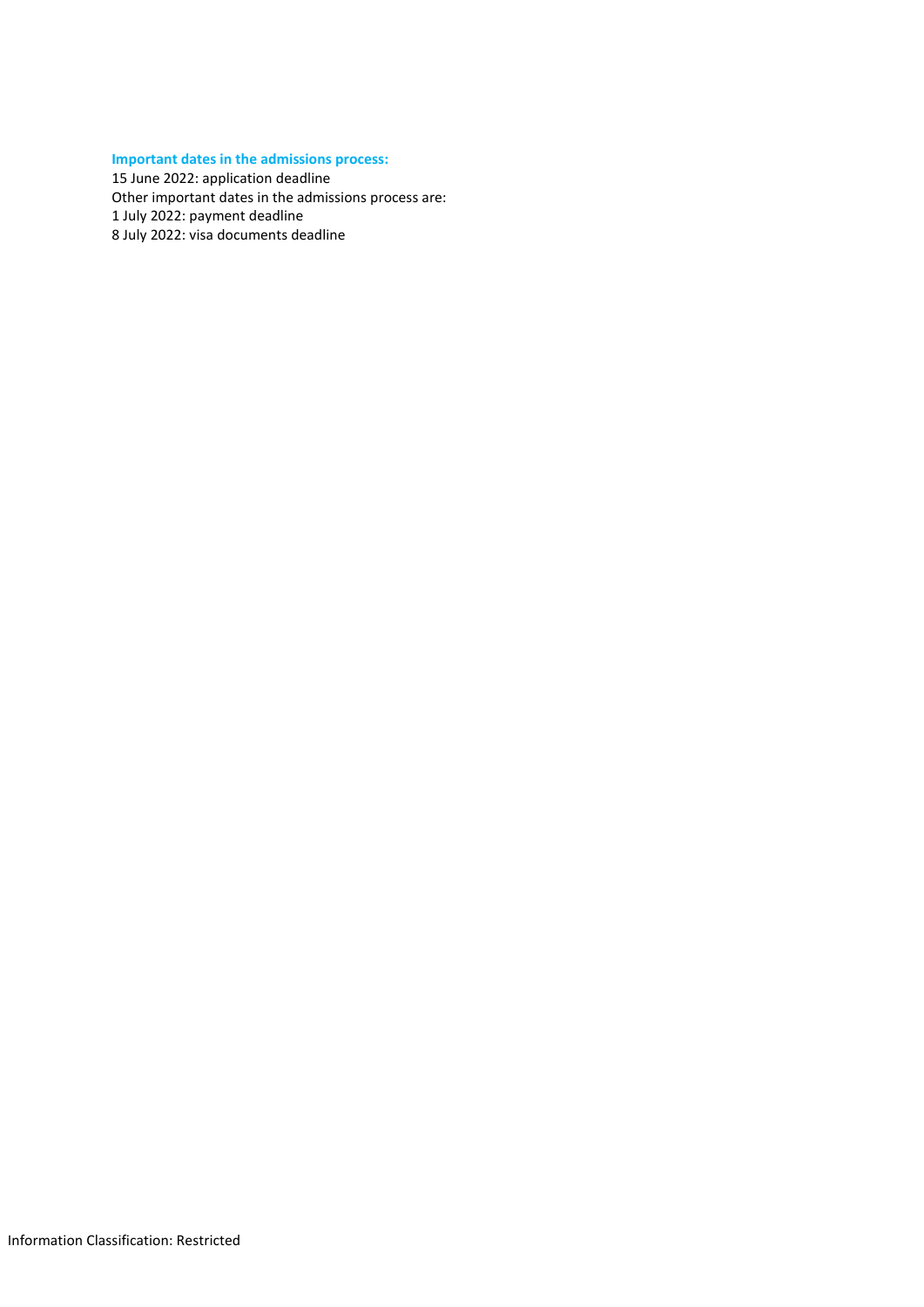**Important dates in the admissions process:**

15 June 2022: application deadline

Other important dates in the admissions process are:

1 July 2022: payment deadline

8 July 2022: visa documents deadline

Information Classification: Restricted